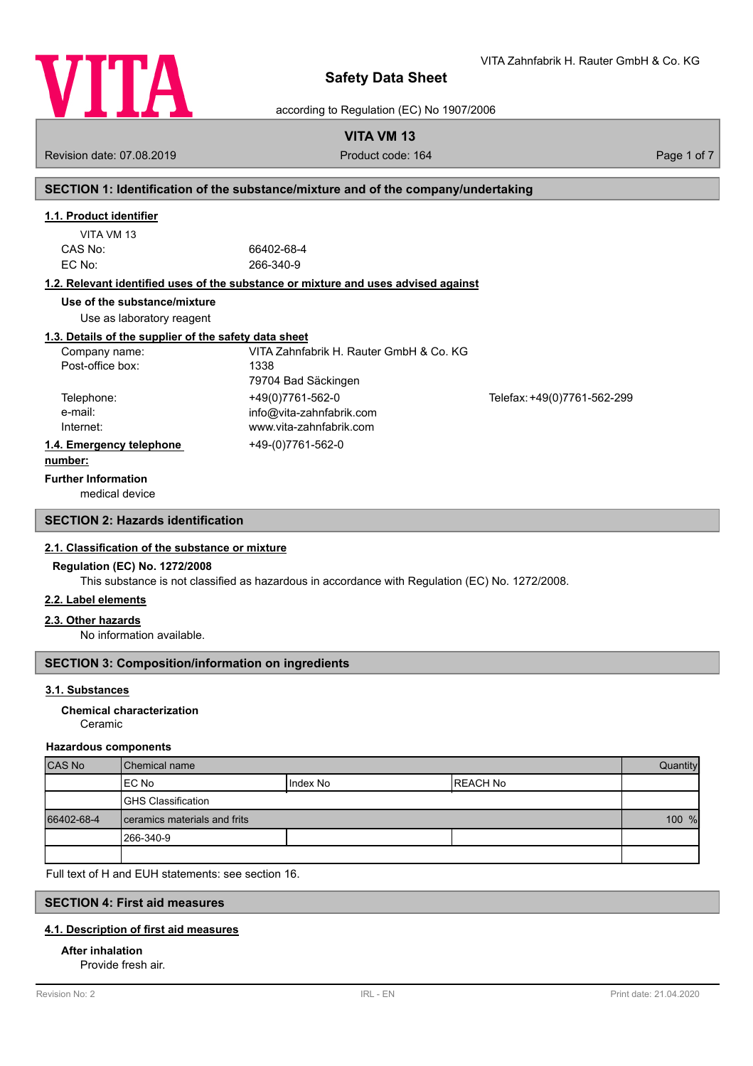# Safety Data Sheet

according to Regulation (EC) No 1907/2006

VITA Zahnfabrik H. Rauter GmbH & Co. KG

**VITA VM 13**

Revision date: 07.08.2019 | Product code: 164

## SECTION 1: Identification of the substance/mixture and of the company/undertaking

### 1.1. Product identifier

VITA VM 13

CAS No: 66402-68-4

EC No: 266-340-9

### 1.2. Relevant identified uses of the substance or mixture and uses advised against

**Use of the substance/mixture**

Use as laboratory reagent

### 1.3. Details of the supplier of the safety data sheet

| | | |
|---|---|---|
| Company name: | VITA Zahnfabrik H. Rauter GmbH & Co. KG | |
| Post-office box: | 1338 | |
| | 79704 Bad Säckingen | |
| Telephone: | +49(0)7761-562-0 | Telefax: +49(0)7761-562-299 |
| e-mail: | info@vita-zahnfabrik.com | |
| Internet: | www.vita-zahnfabrik.com | |

### 1.4. Emergency telephone number:

+49-(0)7761-562-0

**Further Information**

medical device

## SECTION 2: Hazards identification

### 2.1. Classification of the substance or mixture

**Regulation (EC) No. 1272/2008**

This substance is not classified as hazardous in accordance with Regulation (EC) No. 1272/2008.

### 2.2. Label elements

### 2.3. Other hazards

No information available.

## SECTION 3: Composition/information on ingredients

### 3.1. Substances

**Chemical characterization**

Ceramic

**Hazardous components**

| CAS No | Chemical name | | | Quantity |
|---|---|---|---|---|
| | EC No | Index No | REACH No | |
| | GHS Classification | | | |
| 66402-68-4 | ceramics materials and frits | | | 100 % |
| | 266-340-9 | | | |
| | | | | |

Full text of H and EUH statements: see section 16.

## SECTION 4: First aid measures

### 4.1. Description of first aid measures

**After inhalation**

Provide fresh air.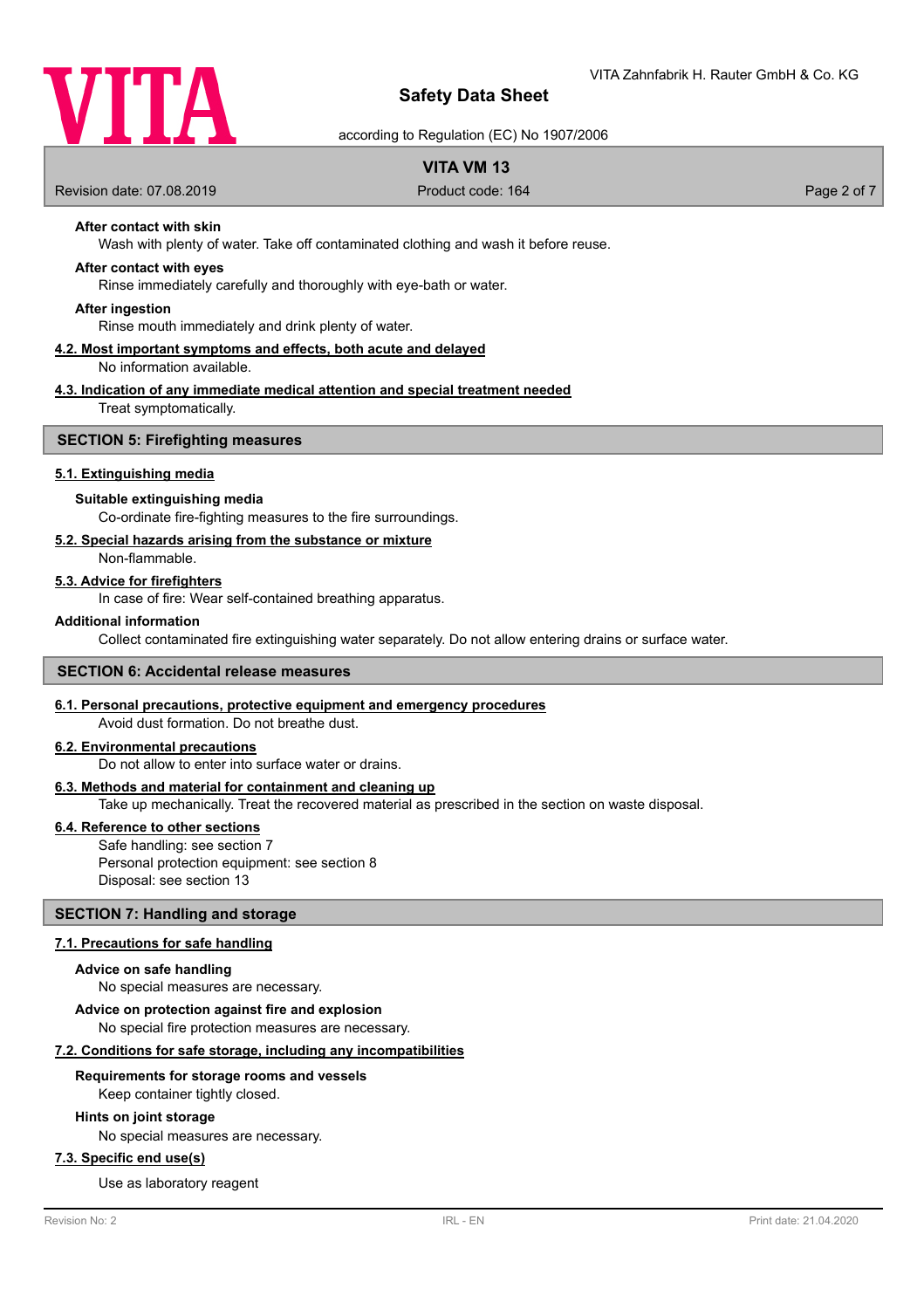**After contact with skin**

Wash with plenty of water. Take off contaminated clothing and wash it before reuse.

**After contact with eyes**

Rinse immediately carefully and thoroughly with eye-bath or water.

**After ingestion**

Rinse mouth immediately and drink plenty of water.

### 4.2. Most important symptoms and effects, both acute and delayed

No information available.

### 4.3. Indication of any immediate medical attention and special treatment needed

Treat symptomatically.

## SECTION 5: Firefighting measures

### 5.1. Extinguishing media

**Suitable extinguishing media**

Co-ordinate fire-fighting measures to the fire surroundings.

### 5.2. Special hazards arising from the substance or mixture

Non-flammable.

### 5.3. Advice for firefighters

In case of fire: Wear self-contained breathing apparatus.

**Additional information**

Collect contaminated fire extinguishing water separately. Do not allow entering drains or surface water.

## SECTION 6: Accidental release measures

### 6.1. Personal precautions, protective equipment and emergency procedures

Avoid dust formation. Do not breathe dust.

### 6.2. Environmental precautions

Do not allow to enter into surface water or drains.

### 6.3. Methods and material for containment and cleaning up

Take up mechanically. Treat the recovered material as prescribed in the section on waste disposal.

### 6.4. Reference to other sections

Safe handling: see section 7
Personal protection equipment: see section 8
Disposal: see section 13

## SECTION 7: Handling and storage

### 7.1. Precautions for safe handling

**Advice on safe handling**

No special measures are necessary.

**Advice on protection against fire and explosion**

No special fire protection measures are necessary.

### 7.2. Conditions for safe storage, including any incompatibilities

**Requirements for storage rooms and vessels**

Keep container tightly closed.

**Hints on joint storage**

No special measures are necessary.

### 7.3. Specific end use(s)

Use as laboratory reagent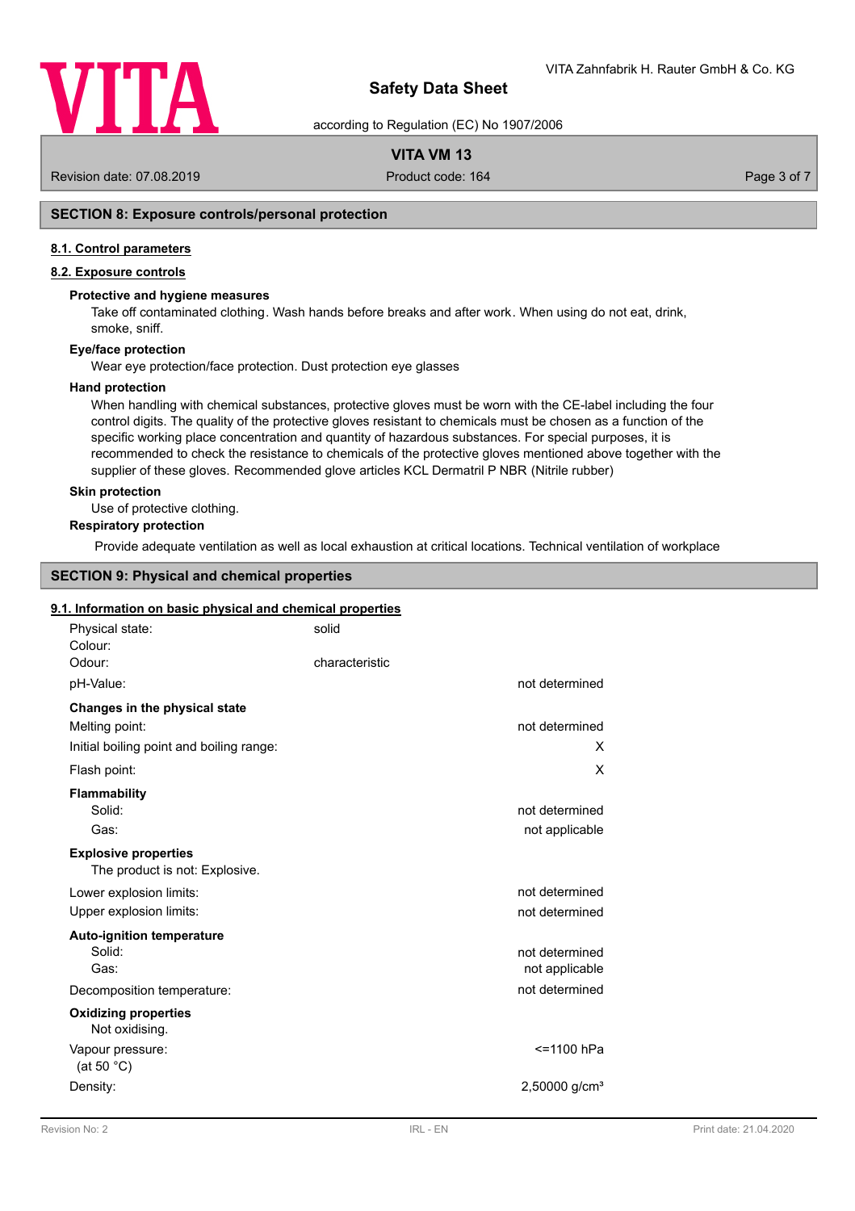## SECTION 8: Exposure controls/personal protection

### 8.1. Control parameters

### 8.2. Exposure controls

**Protective and hygiene measures**

Take off contaminated clothing. Wash hands before breaks and after work. When using do not eat, drink, smoke, sniff.

**Eye/face protection**

Wear eye protection/face protection. Dust protection eye glasses

**Hand protection**

When handling with chemical substances, protective gloves must be worn with the CE-label including the four control digits. The quality of the protective gloves resistant to chemicals must be chosen as a function of the specific working place concentration and quantity of hazardous substances. For special purposes, it is recommended to check the resistance to chemicals of the protective gloves mentioned above together with the supplier of these gloves. Recommended glove articles KCL Dermatril P NBR (Nitrile rubber)

**Skin protection**

Use of protective clothing.

**Respiratory protection**

Provide adequate ventilation as well as local exhaustion at critical locations. Technical ventilation of workplace

## SECTION 9: Physical and chemical properties

### 9.1. Information on basic physical and chemical properties

| | | |
|---|---|---|
| Physical state: | solid | |
| Colour: | | |
| Odour: | characteristic | |
| pH-Value: | | not determined |
| **Changes in the physical state** | | |
| Melting point: | | not determined |
| Initial boiling point and boiling range: | | X |
| Flash point: | | X |
| **Flammability** | | |
| Solid: | | not determined |
| Gas: | | not applicable |
| **Explosive properties** | | |
| The product is not: Explosive. | | |
| Lower explosion limits: | | not determined |
| Upper explosion limits: | | not determined |
| **Auto-ignition temperature** | | |
| Solid: | | not determined |
| Gas: | | not applicable |
| Decomposition temperature: | | not determined |
| **Oxidizing properties** | | |
| Not oxidising. | | |
| Vapour pressure: (at 50 °C) | | <=1100 hPa |
| Density: | | 2,50000 g/cm³ |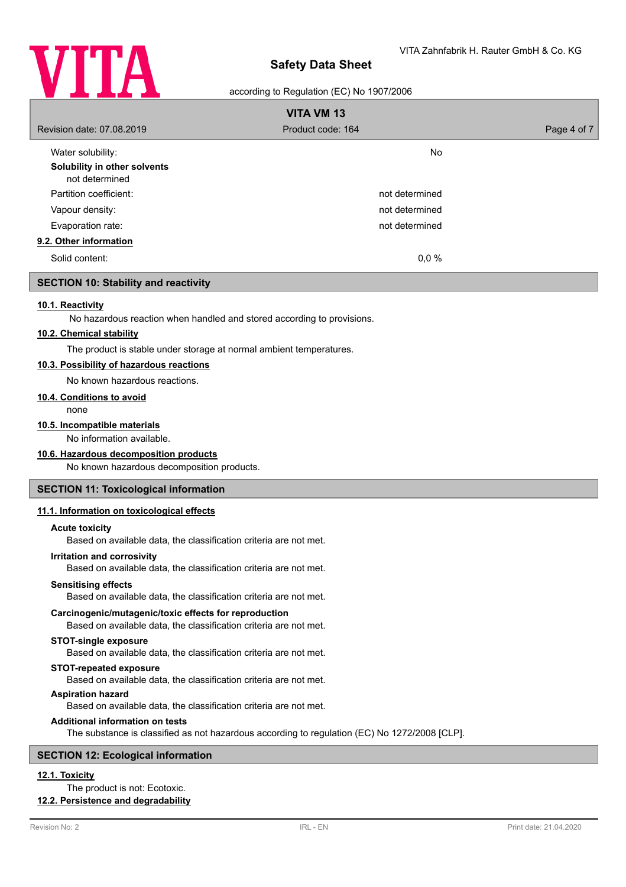| | |
|---|---|
| Water solubility: | No |

**Solubility in other solvents**

not determined

| | |
|---|---|
| Partition coefficient: | not determined |
| Vapour density: | not determined |
| Evaporation rate: | not determined |

### 9.2. Other information

| | |
|---|---|
| Solid content: | 0,0 % |

## SECTION 10: Stability and reactivity

### 10.1. Reactivity

No hazardous reaction when handled and stored according to provisions.

### 10.2. Chemical stability

The product is stable under storage at normal ambient temperatures.

### 10.3. Possibility of hazardous reactions

No known hazardous reactions.

### 10.4. Conditions to avoid

none

### 10.5. Incompatible materials

No information available.

### 10.6. Hazardous decomposition products

No known hazardous decomposition products.

## SECTION 11: Toxicological information

### 11.1. Information on toxicological effects

**Acute toxicity**

Based on available data, the classification criteria are not met.

**Irritation and corrosivity**

Based on available data, the classification criteria are not met.

**Sensitising effects**

Based on available data, the classification criteria are not met.

**Carcinogenic/mutagenic/toxic effects for reproduction**

Based on available data, the classification criteria are not met.

**STOT-single exposure**

Based on available data, the classification criteria are not met.

**STOT-repeated exposure**

Based on available data, the classification criteria are not met.

**Aspiration hazard**

Based on available data, the classification criteria are not met.

**Additional information on tests**

The substance is classified as not hazardous according to regulation (EC) No 1272/2008 [CLP].

## SECTION 12: Ecological information

### 12.1. Toxicity

The product is not: Ecotoxic.

### 12.2. Persistence and degradability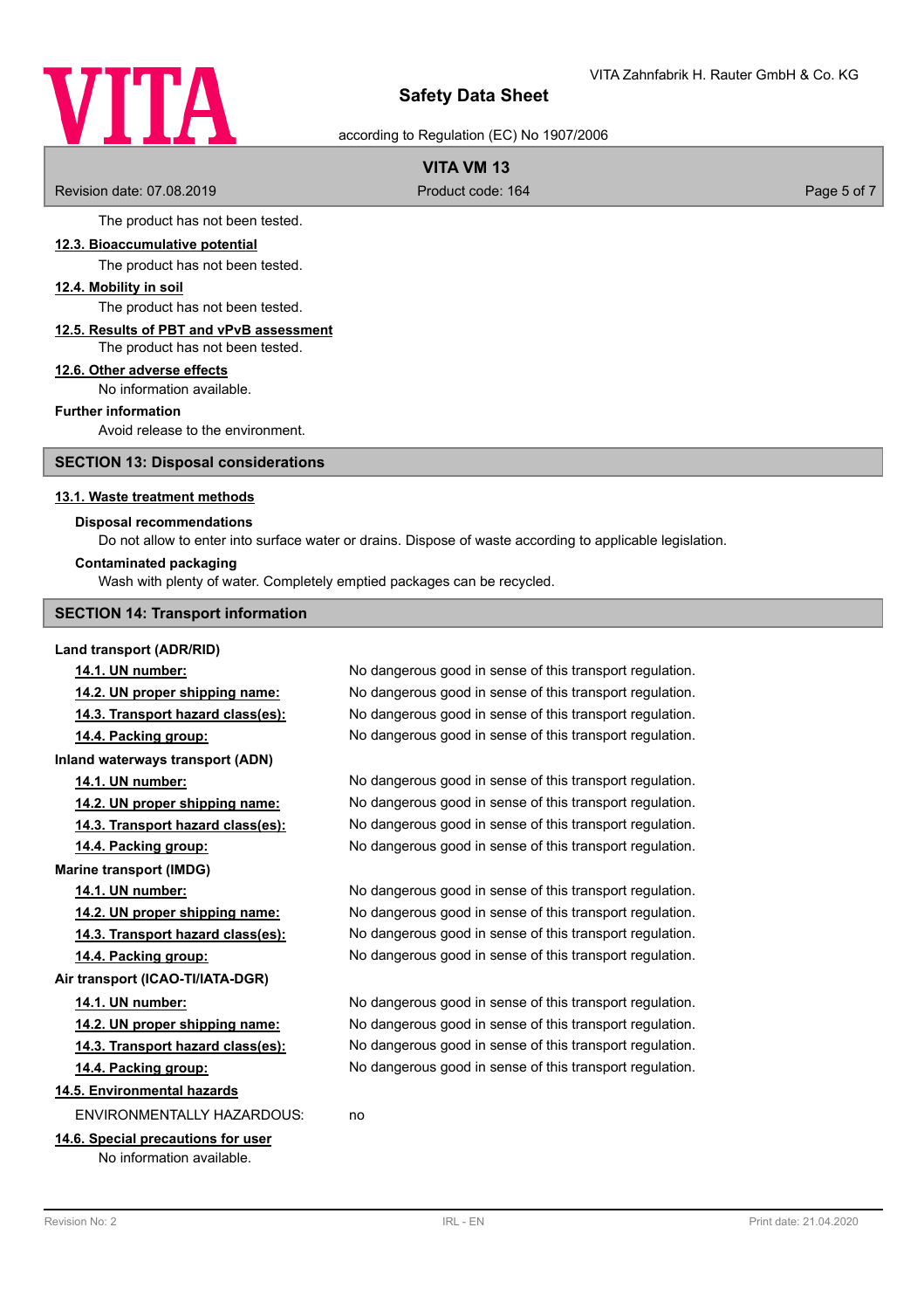The product has not been tested.

**12.3. Bioaccumulative potential**

The product has not been tested.

**12.4. Mobility in soil**

The product has not been tested.

**12.5. Results of PBT and vPvB assessment**

The product has not been tested.

**12.6. Other adverse effects**

No information available.

**Further information**

Avoid release to the environment.

## SECTION 13: Disposal considerations

**13.1. Waste treatment methods**

**Disposal recommendations**

Do not allow to enter into surface water or drains. Dispose of waste according to applicable legislation.

**Contaminated packaging**

Wash with plenty of water. Completely emptied packages can be recycled.

## SECTION 14: Transport information

**Land transport (ADR/RID)**

| | |
|---|---|
| **14.1. UN number:** | No dangerous good in sense of this transport regulation. |
| **14.2. UN proper shipping name:** | No dangerous good in sense of this transport regulation. |
| **14.3. Transport hazard class(es):** | No dangerous good in sense of this transport regulation. |
| **14.4. Packing group:** | No dangerous good in sense of this transport regulation. |

**Inland waterways transport (ADN)**

| | |
|---|---|
| **14.1. UN number:** | No dangerous good in sense of this transport regulation. |
| **14.2. UN proper shipping name:** | No dangerous good in sense of this transport regulation. |
| **14.3. Transport hazard class(es):** | No dangerous good in sense of this transport regulation. |
| **14.4. Packing group:** | No dangerous good in sense of this transport regulation. |

**Marine transport (IMDG)**

| | |
|---|---|
| **14.1. UN number:** | No dangerous good in sense of this transport regulation. |
| **14.2. UN proper shipping name:** | No dangerous good in sense of this transport regulation. |
| **14.3. Transport hazard class(es):** | No dangerous good in sense of this transport regulation. |
| **14.4. Packing group:** | No dangerous good in sense of this transport regulation. |

**Air transport (ICAO-TI/IATA-DGR)**

| | |
|---|---|
| **14.1. UN number:** | No dangerous good in sense of this transport regulation. |
| **14.2. UN proper shipping name:** | No dangerous good in sense of this transport regulation. |
| **14.3. Transport hazard class(es):** | No dangerous good in sense of this transport regulation. |
| **14.4. Packing group:** | No dangerous good in sense of this transport regulation. |

**14.5. Environmental hazards**

ENVIRONMENTALLY HAZARDOUS: no

**14.6. Special precautions for user**

No information available.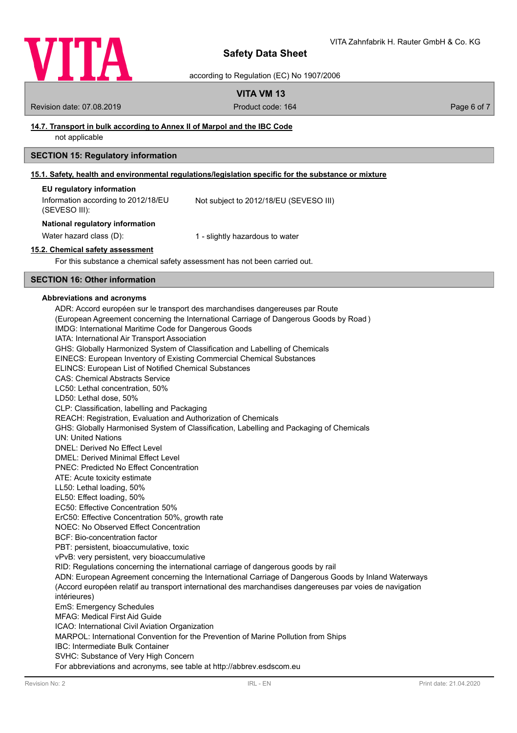### 14.7. Transport in bulk according to Annex II of Marpol and the IBC Code

not applicable

## SECTION 15: Regulatory information

### 15.1. Safety, health and environmental regulations/legislation specific for the substance or mixture

**EU regulatory information**

Information according to 2012/18/EU (SEVESO III): Not subject to 2012/18/EU (SEVESO III)

**National regulatory information**

Water hazard class (D): 1 - slightly hazardous to water

### 15.2. Chemical safety assessment

For this substance a chemical safety assessment has not been carried out.

## SECTION 16: Other information

**Abbreviations and acronyms**

ADR: Accord européen sur le transport des marchandises dangereuses par Route
(European Agreement concerning the International Carriage of Dangerous Goods by Road )
IMDG: International Maritime Code for Dangerous Goods
IATA: International Air Transport Association
GHS: Globally Harmonized System of Classification and Labelling of Chemicals
EINECS: European Inventory of Existing Commercial Chemical Substances
ELINCS: European List of Notified Chemical Substances
CAS: Chemical Abstracts Service
LC50: Lethal concentration, 50%
LD50: Lethal dose, 50%
CLP: Classification, labelling and Packaging
REACH: Registration, Evaluation and Authorization of Chemicals
GHS: Globally Harmonised System of Classification, Labelling and Packaging of Chemicals
UN: United Nations
DNEL: Derived No Effect Level
DMEL: Derived Minimal Effect Level
PNEC: Predicted No Effect Concentration
ATE: Acute toxicity estimate
LL50: Lethal loading, 50%
EL50: Effect loading, 50%
EC50: Effective Concentration 50%
ErC50: Effective Concentration 50%, growth rate
NOEC: No Observed Effect Concentration
BCF: Bio-concentration factor
PBT: persistent, bioaccumulative, toxic
vPvB: very persistent, very bioaccumulative
RID: Regulations concerning the international carriage of dangerous goods by rail
ADN: European Agreement concerning the International Carriage of Dangerous Goods by Inland Waterways
(Accord européen relatif au transport international des marchandises dangereuses par voies de navigation intérieures)
EmS: Emergency Schedules
MFAG: Medical First Aid Guide
ICAO: International Civil Aviation Organization
MARPOL: International Convention for the Prevention of Marine Pollution from Ships
IBC: Intermediate Bulk Container
SVHC: Substance of Very High Concern
For abbreviations and acronyms, see table at http://abbrev.esdscom.eu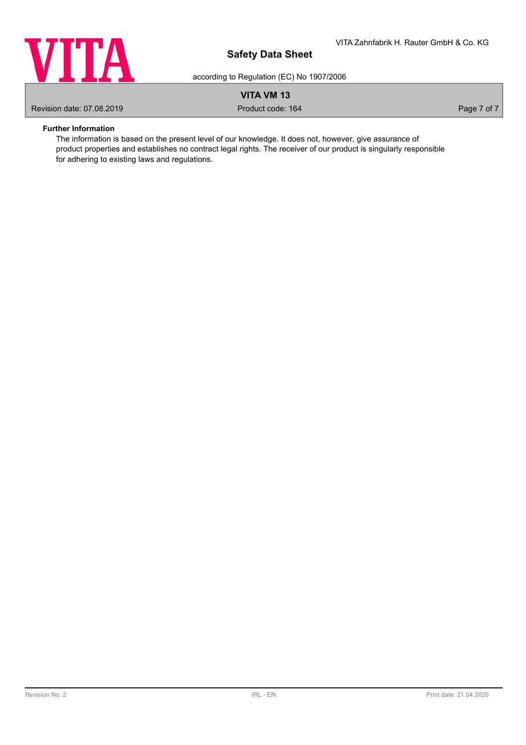**Further Information**

The information is based on the present level of our knowledge. It does not, however, give assurance of product properties and establishes no contract legal rights. The receiver of our product is singularly responsible for adhering to existing laws and regulations.